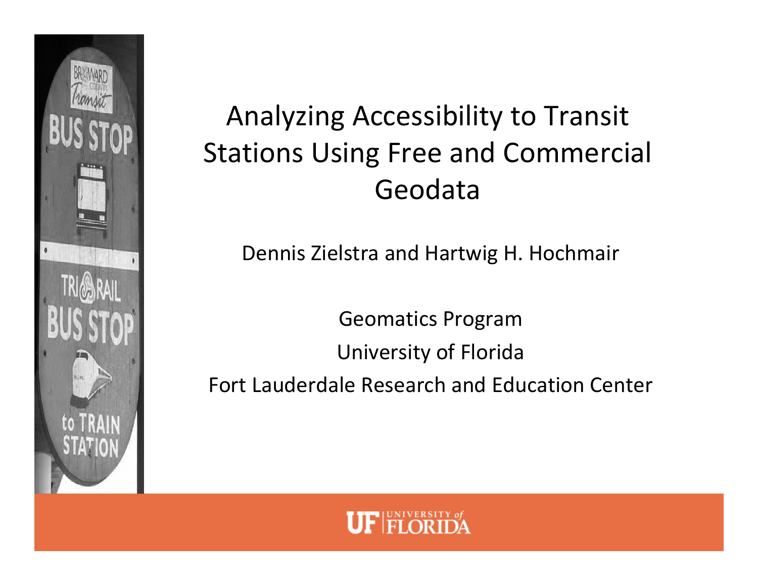# Analyzing Accessibility to Transit Stations Using Free and Commercial Geodata

Dennis Zielstra and Hartwig H. Hochmair

Geomatics Program

University of Florida

Fort Lauderdale Research and Education Center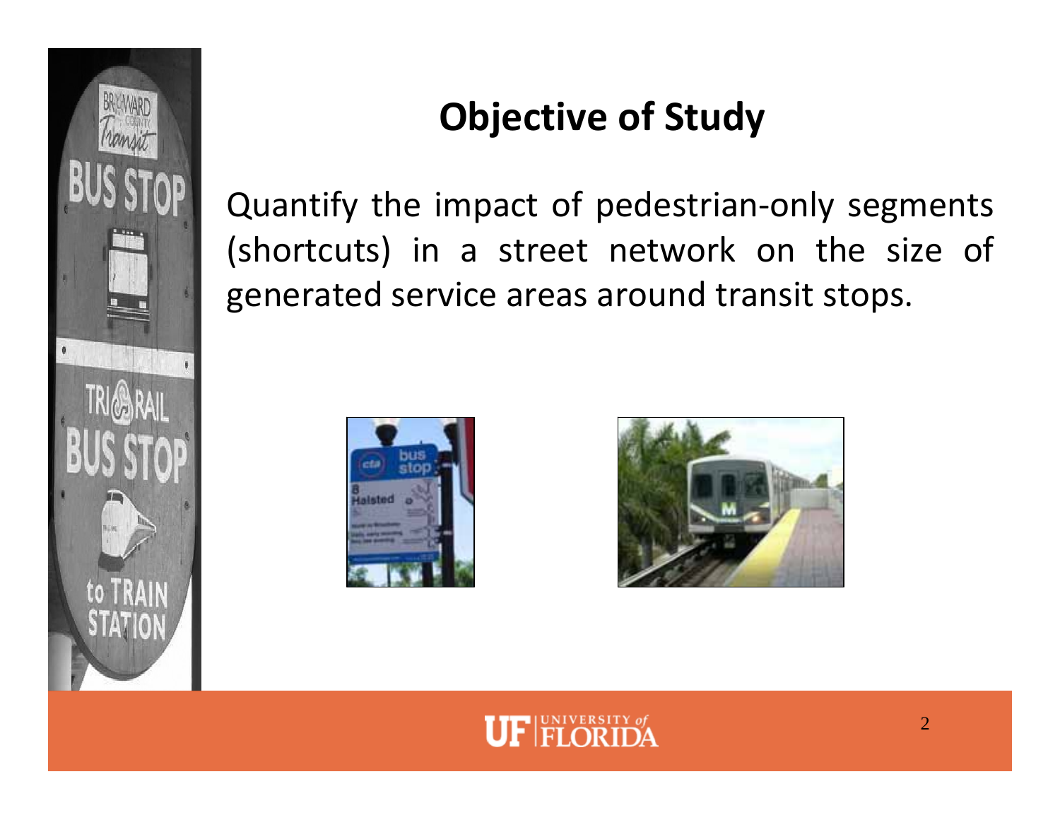# Objective of Study

Quantify the impact of pedestrian-only segments (shortcuts) in a street network on the size of generated service areas around transit stops.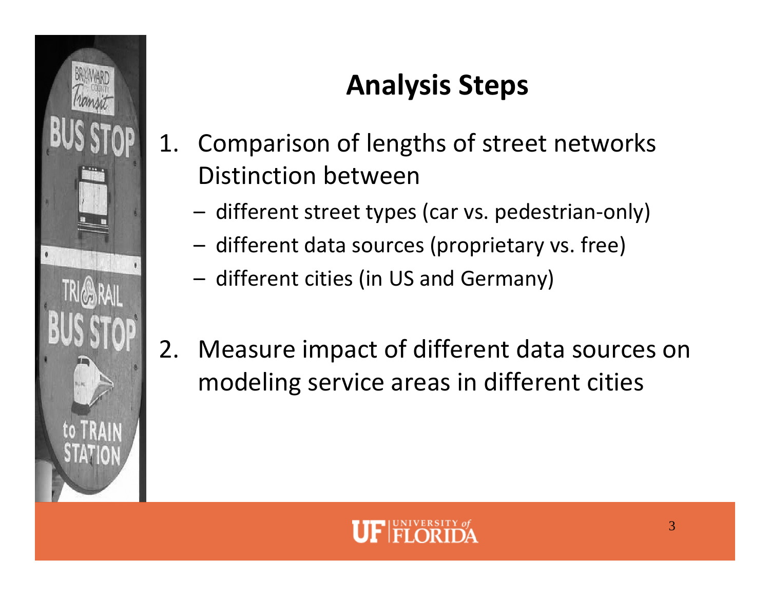# Analysis Steps

1. Comparison of lengths of street networks
   Distinction between
   - different street types (car vs. pedestrian-only)
   - different data sources (proprietary vs. free)
   - different cities (in US and Germany)

2. Measure impact of different data sources on modeling service areas in different cities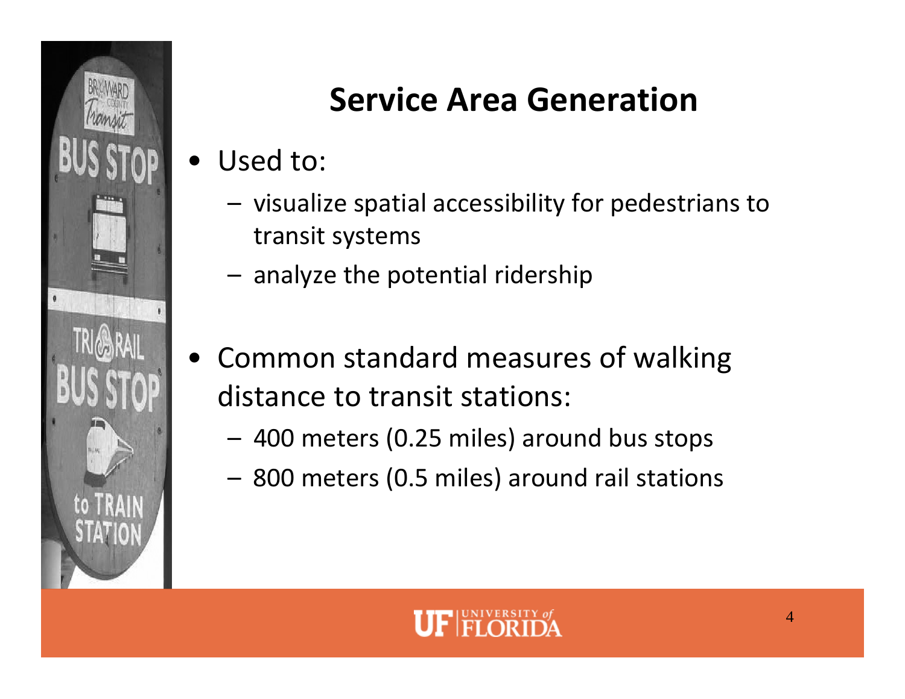# Service Area Generation

- Used to:
  - visualize spatial accessibility for pedestrians to transit systems
  - analyze the potential ridership

- Common standard measures of walking distance to transit stations:
  - 400 meters (0.25 miles) around bus stops
  - 800 meters (0.5 miles) around rail stations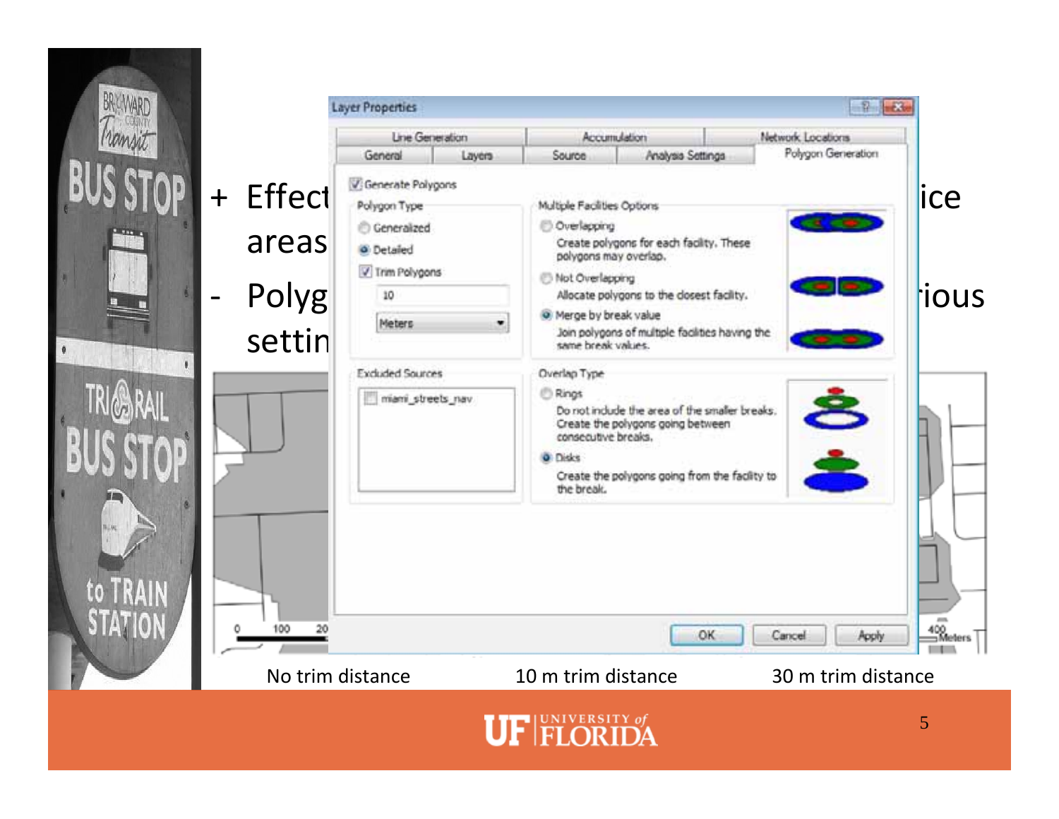+ Effect ... ice areas

- Polyg ... ious settin

Layer Properties

Line Generation | Accumulation | Network Locations
General | Layers | Source | Analysis Settings | Polygon Generation

☑ Generate Polygons

Polygon Type
- ○ Generalized
- ◉ Detailed
- ☑ Trim Polygons
- 10
- Meters

Multiple Facilities Options
- ○ Overlapping
  Create polygons for each facility. These polygons may overlap.
- ○ Not Overlapping
  Allocate polygons to the closest facility.
- ◉ Merge by break value
  Join polygons of multiple facilities having the same break values.

Excluded Sources
- ☐ miami_streets_nav

Overlap Type
- ○ Rings
  Do not include the area of the smaller breaks. Create the polygons going between consecutive breaks.
- ◉ Disks
  Create the polygons going from the facility to the break.

OK | Cancel | Apply

No trim distance — 10 m trim distance — 30 m trim distance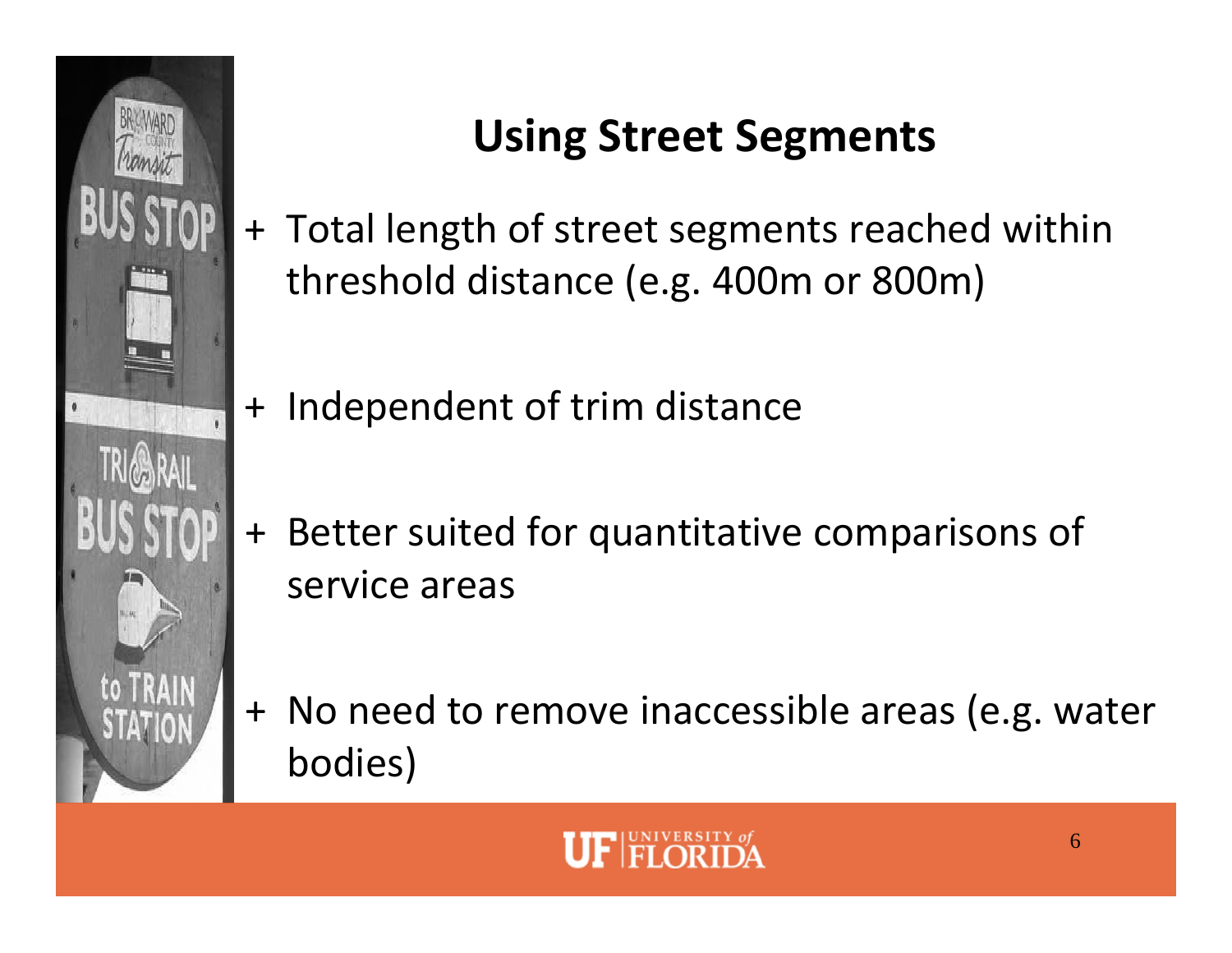# Using Street Segments

+ Total length of street segments reached within threshold distance (e.g. 400m or 800m)

+ Independent of trim distance

+ Better suited for quantitative comparisons of service areas

+ No need to remove inaccessible areas (e.g. water bodies)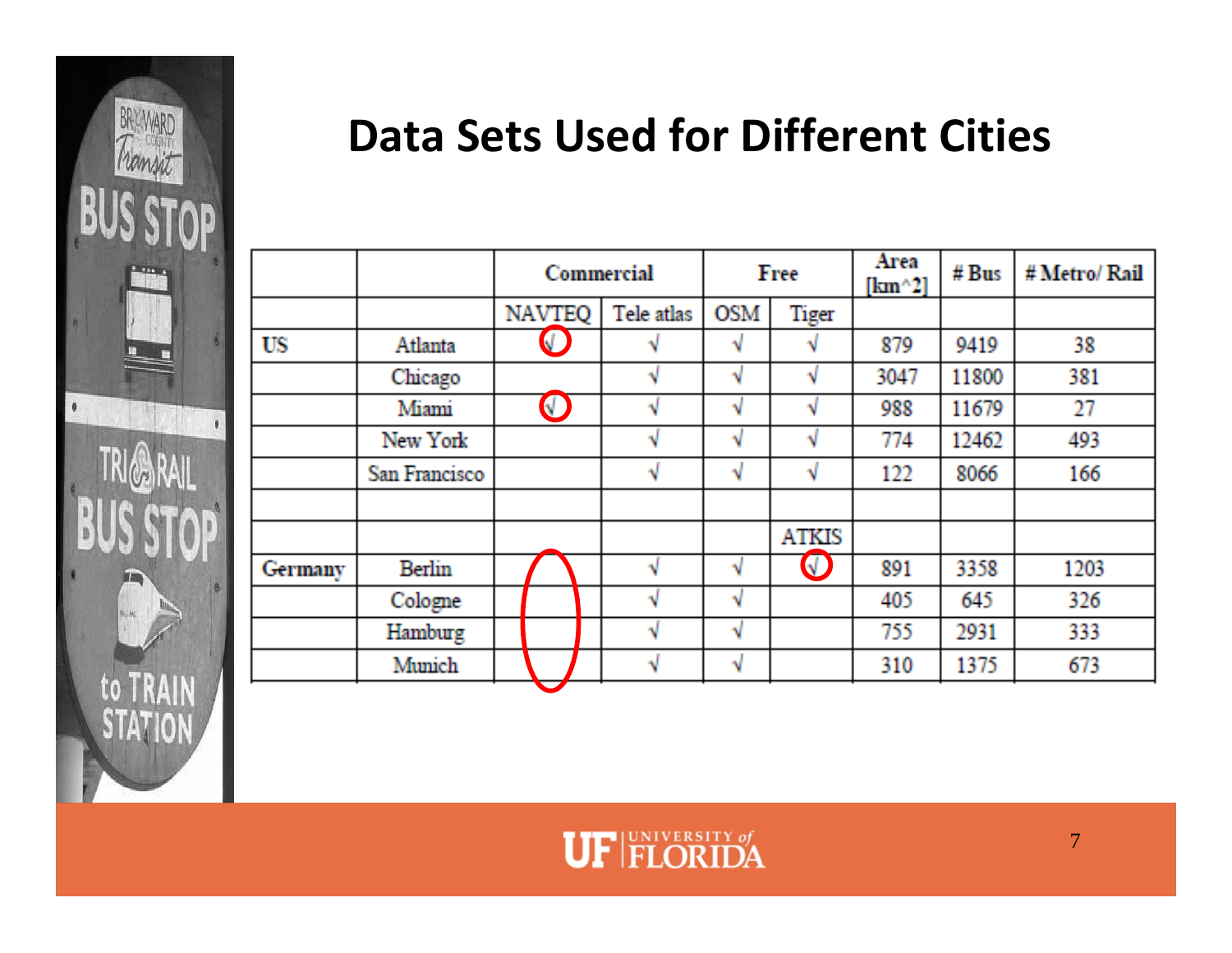# Data Sets Used for Different Cities

| | | Commercial | | Free | | Area [km^2] | # Bus | # Metro/ Rail |
|---|---|---|---|---|---|---|---|---|
| | | NAVTEQ | Tele atlas | OSM | Tiger | | | |
| US | Atlanta | √ | √ | √ | √ | 879 | 9419 | 38 |
| | Chicago | | √ | √ | √ | 3047 | 11800 | 381 |
| | Miami | √ | √ | √ | √ | 988 | 11679 | 27 |
| | New York | | √ | √ | √ | 774 | 12462 | 493 |
| | San Francisco | | √ | √ | √ | 122 | 8066 | 166 |
| | | | | | | | | |
| | | | | | ATKIS | | | |
| Germany | Berlin | | √ | √ | √ | 891 | 3358 | 1203 |
| | Cologne | | √ | √ | | 405 | 645 | 326 |
| | Hamburg | | √ | √ | | 755 | 2931 | 333 |
| | Munich | | √ | √ | | 310 | 1375 | 673 |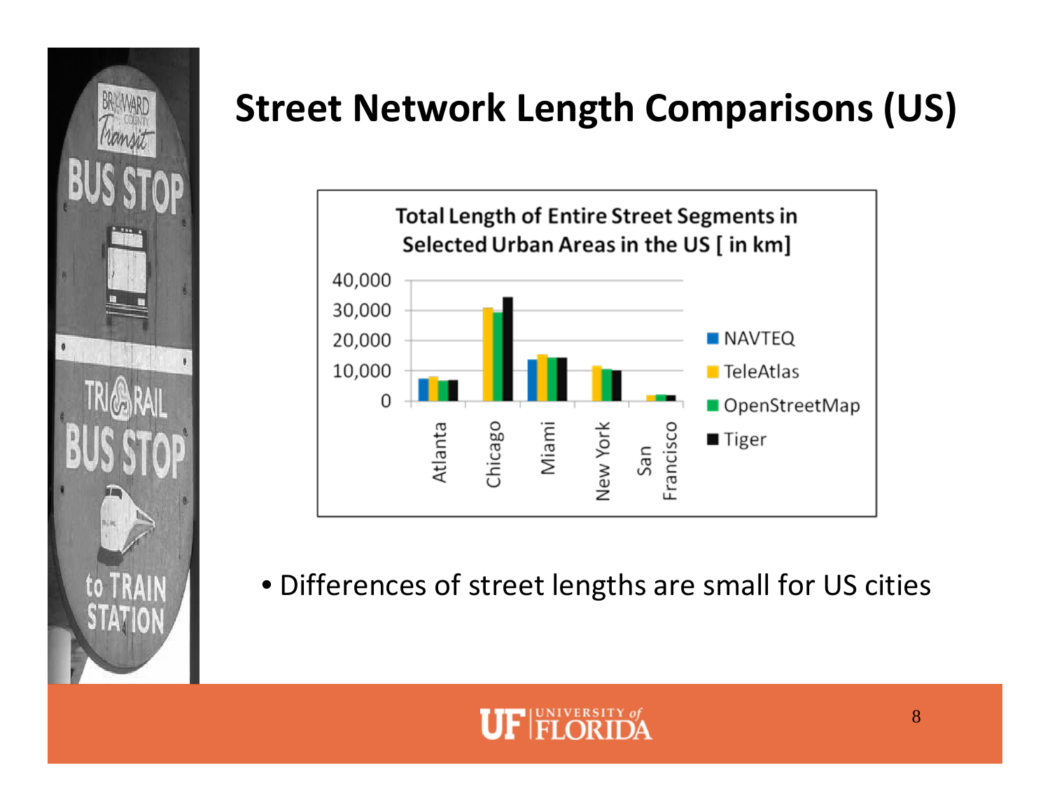# Street Network Length Comparisons (US)

**Total Length of Entire Street Segments in Selected Urban Areas in the US [ in km]**

- Differences of street lengths are small for US cities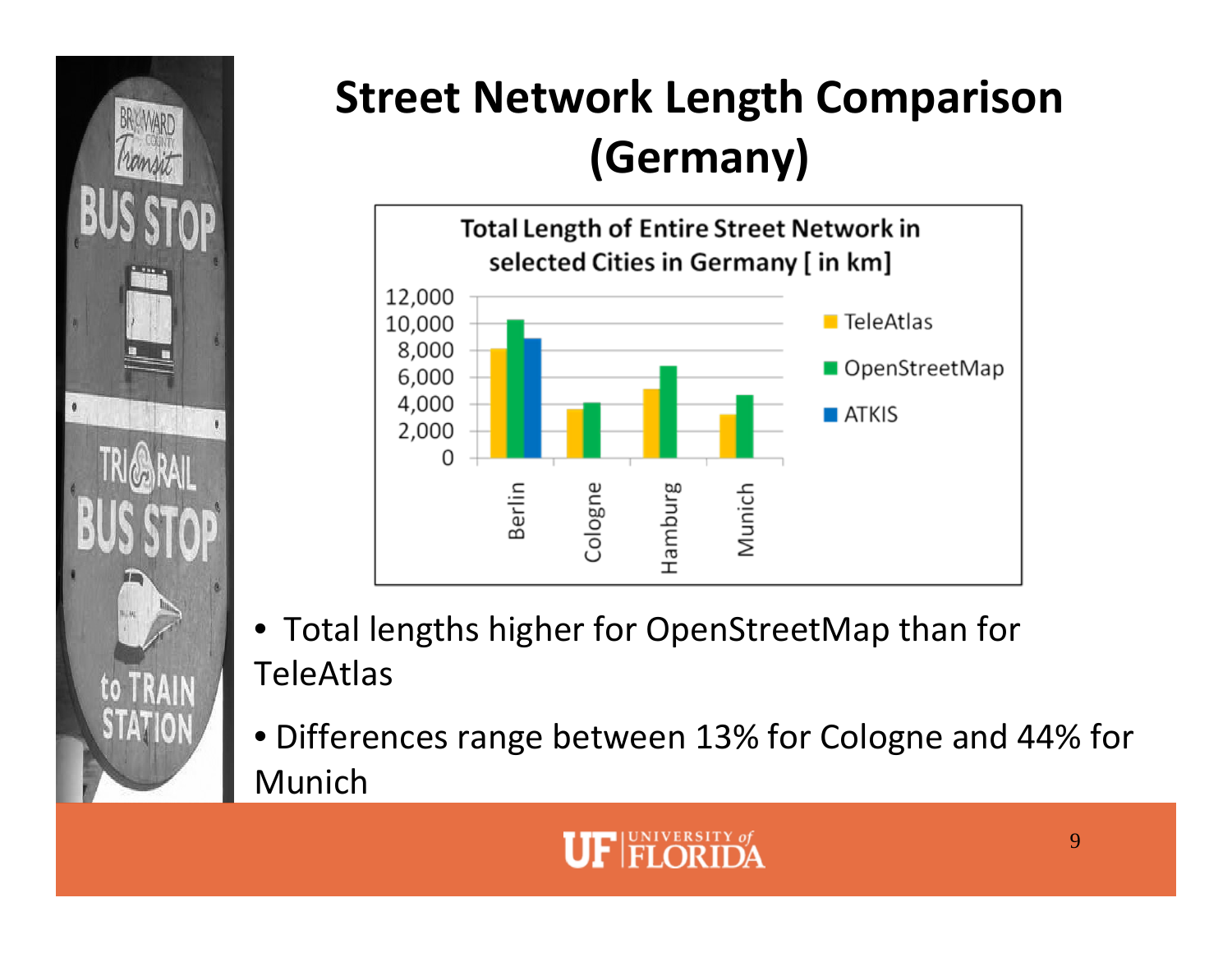# Street Network Length Comparison (Germany)

Total Length of Entire Street Network in selected Cities in Germany [ in km]

- Total lengths higher for OpenStreetMap than for TeleAtlas
- Differences range between 13% for Cologne and 44% for Munich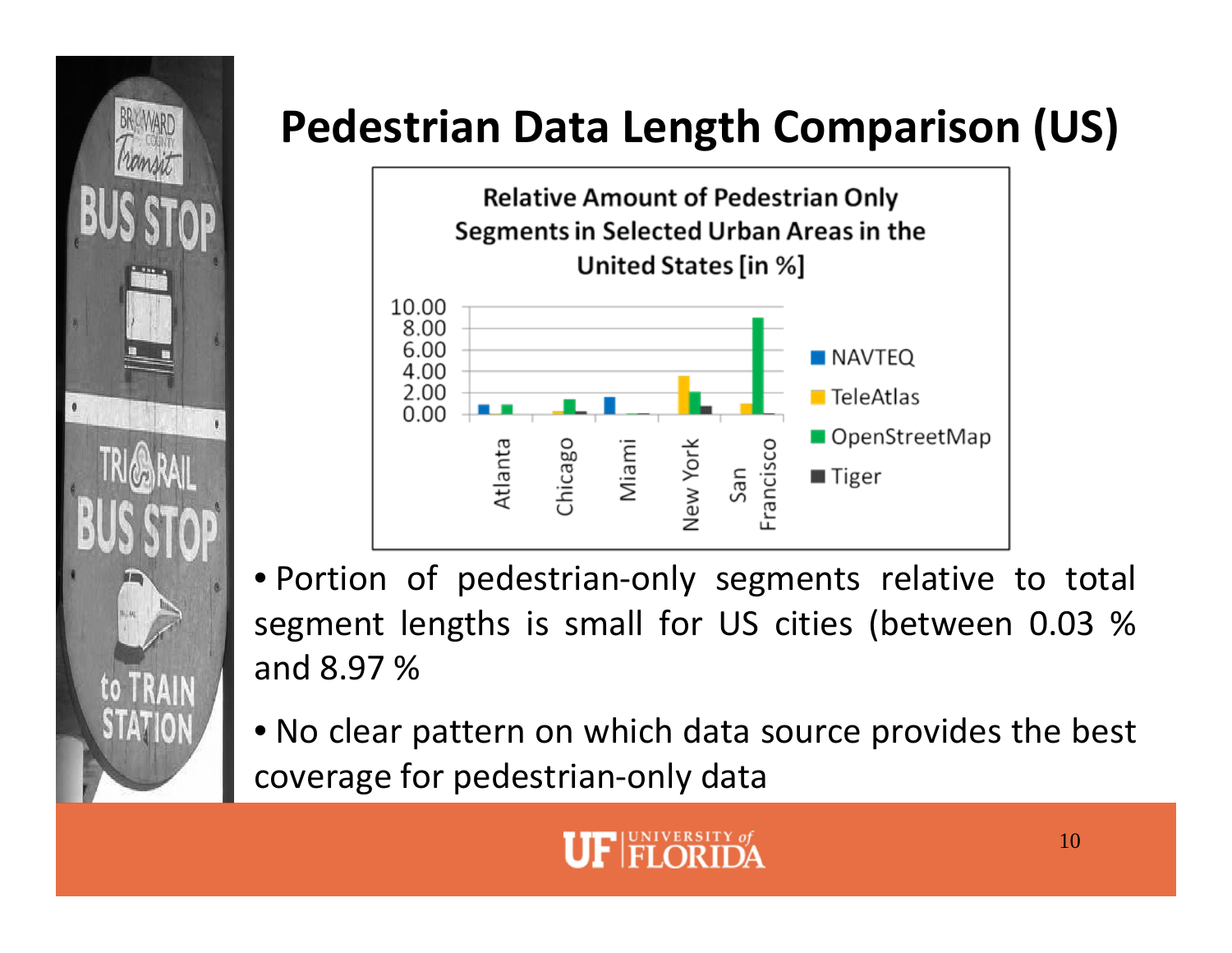# Pedestrian Data Length Comparison (US)

**Relative Amount of Pedestrian Only Segments in Selected Urban Areas in the United States [in %]**

- Portion of pedestrian-only segments relative to total segment lengths is small for US cities (between 0.03 % and 8.97 %
- No clear pattern on which data source provides the best coverage for pedestrian-only data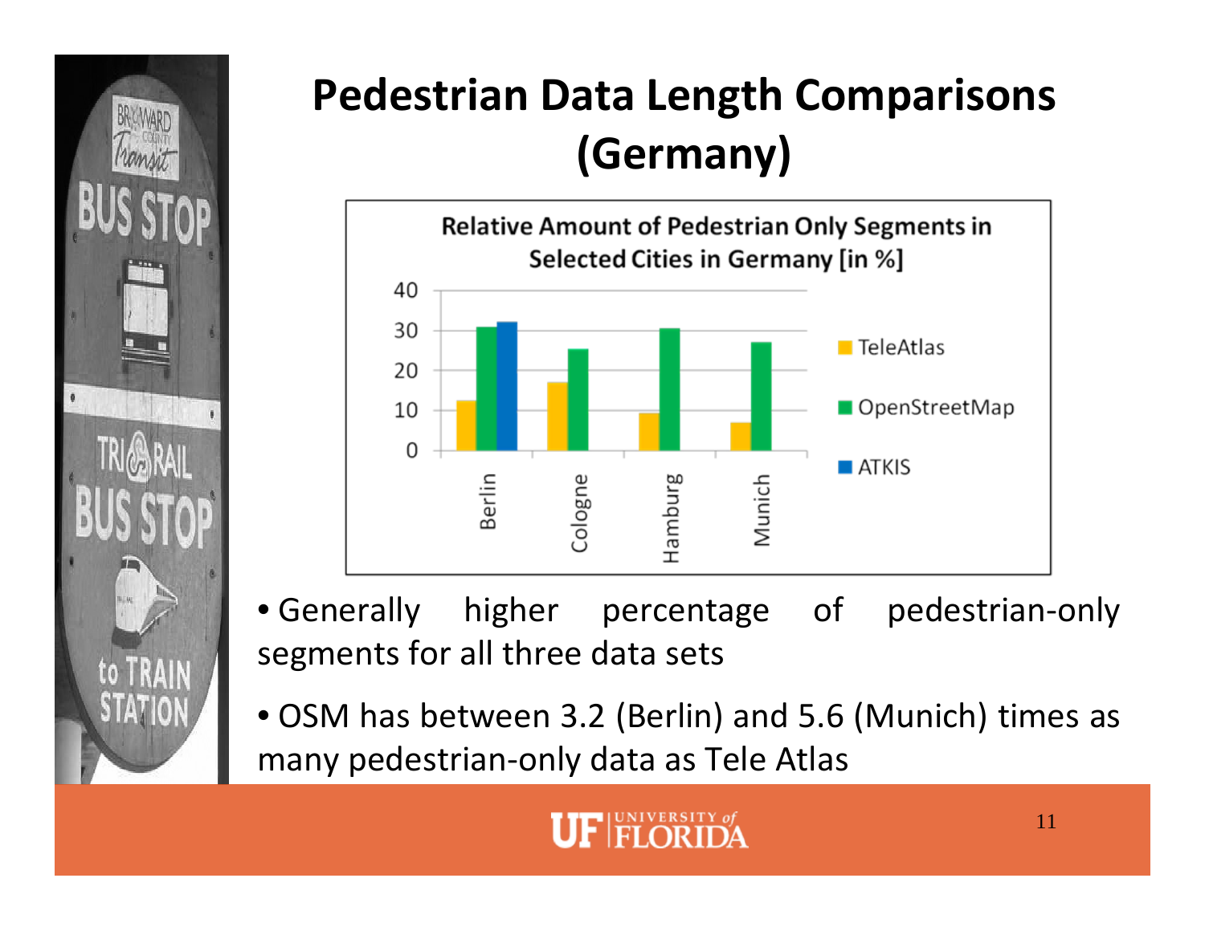# Pedestrian Data Length Comparisons (Germany)

**Relative Amount of Pedestrian Only Segments in Selected Cities in Germany [in %]**

| City | TeleAtlas | OpenStreetMap | ATKIS |
|---|---|---|---|
| Berlin | ~12.5 | ~31 | ~32 |
| Cologne | ~17 | ~25.5 | |
| Hamburg | ~9.5 | ~30.5 | |
| Munich | ~7 | ~27 | |

- Generally higher percentage of pedestrian-only segments for all three data sets
- OSM has between 3.2 (Berlin) and 5.6 (Munich) times as many pedestrian-only data as Tele Atlas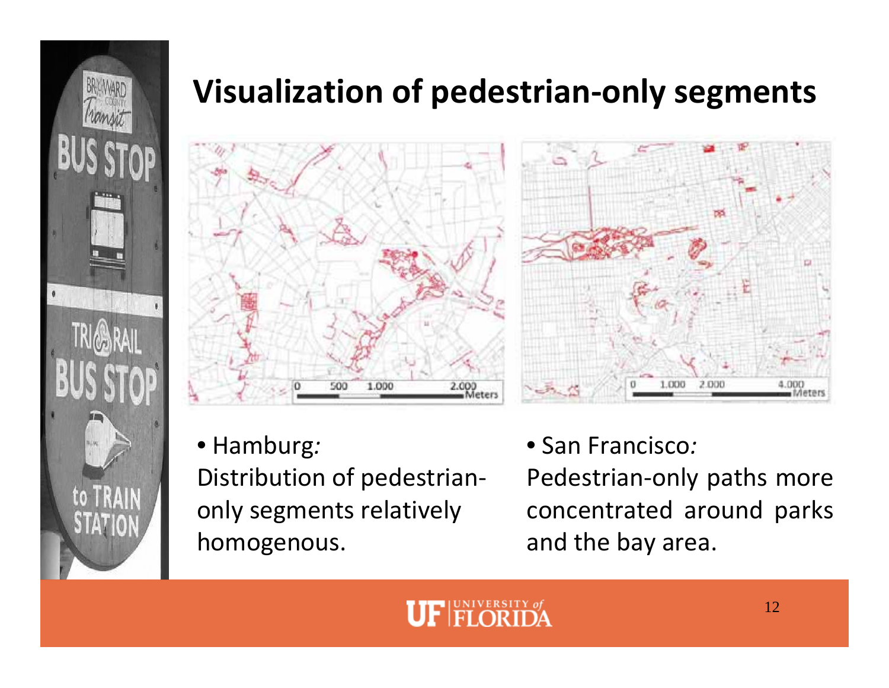# Visualization of pedestrian-only segments

- Hamburg*:* Distribution of pedestrian-only segments relatively homogenous.

- San Francisco*:* Pedestrian-only paths more concentrated around parks and the bay area.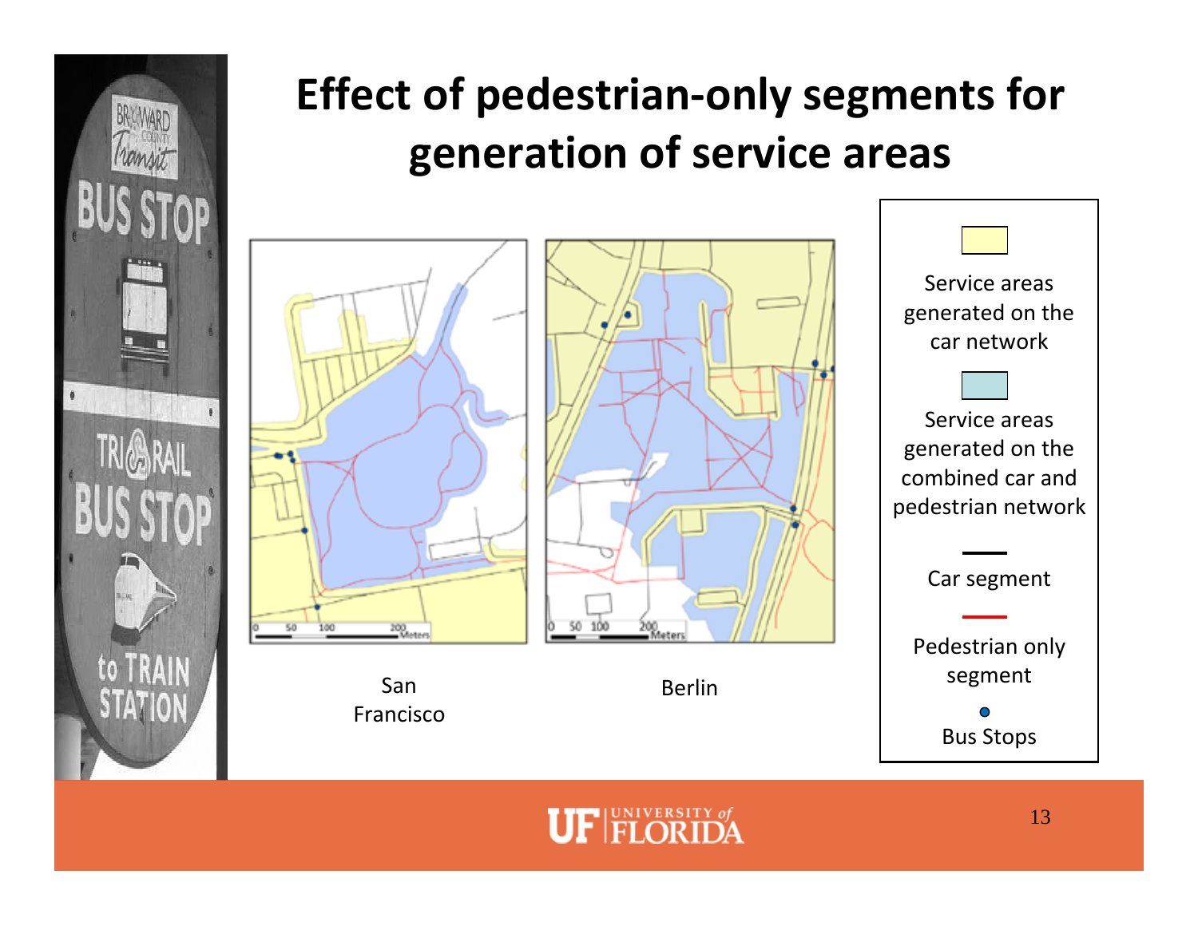# Effect of pedestrian-only segments for generation of service areas

San Francisco

Berlin

Service areas generated on the car network

Service areas generated on the combined car and pedestrian network

Car segment

Pedestrian only segment

Bus Stops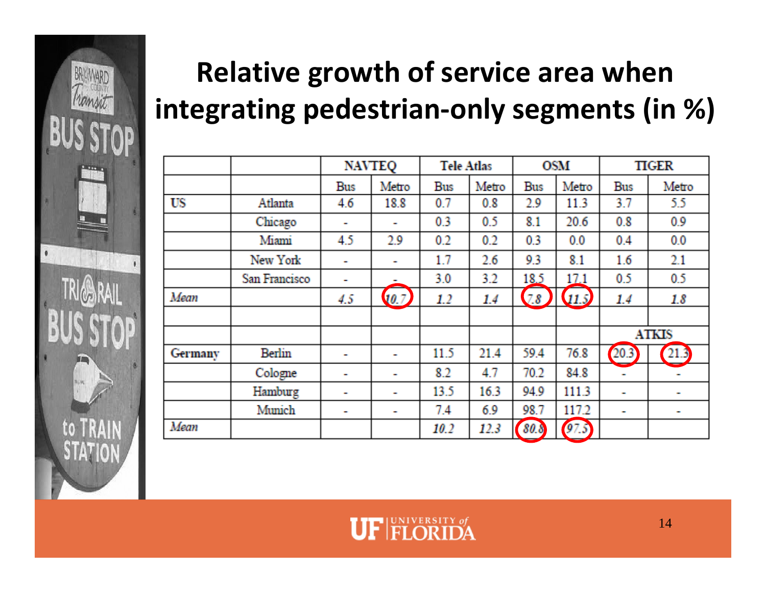# Relative growth of service area when integrating pedestrian-only segments (in %)

| | | NAVTEQ | | Tele Atlas | | OSM | | TIGER | |
|---|---|---|---|---|---|---|---|---|---|
| | | Bus | Metro | Bus | Metro | Bus | Metro | Bus | Metro |
| US | Atlanta | 4.6 | 18.8 | 0.7 | 0.8 | 2.9 | 11.3 | 3.7 | 5.5 |
| | Chicago | - | - | 0.3 | 0.5 | 8.1 | 20.6 | 0.8 | 0.9 |
| | Miami | 4.5 | 2.9 | 0.2 | 0.2 | 0.3 | 0.0 | 0.4 | 0.0 |
| | New York | - | - | 1.7 | 2.6 | 9.3 | 8.1 | 1.6 | 2.1 |
| | San Francisco | - | - | 3.0 | 3.2 | 18.5 | 17.1 | 0.5 | 0.5 |
| *Mean* | | *4.5* | *10.7* | *1.2* | *1.4* | *7.8* | *11.5* | *1.4* | *1.8* |
| | | | | | | | | | |
| | | | | | | | | ATKIS | |
| Germany | Berlin | - | - | 11.5 | 21.4 | 59.4 | 76.8 | 20.3 | 21.3 |
| | Cologne | - | - | 8.2 | 4.7 | 70.2 | 84.8 | - | - |
| | Hamburg | - | - | 13.5 | 16.3 | 94.9 | 111.3 | - | - |
| | Munich | - | - | 7.4 | 6.9 | 98.7 | 117.2 | - | - |
| *Mean* | | | | *10.2* | *12.3* | *80.8* | *97.5* | | |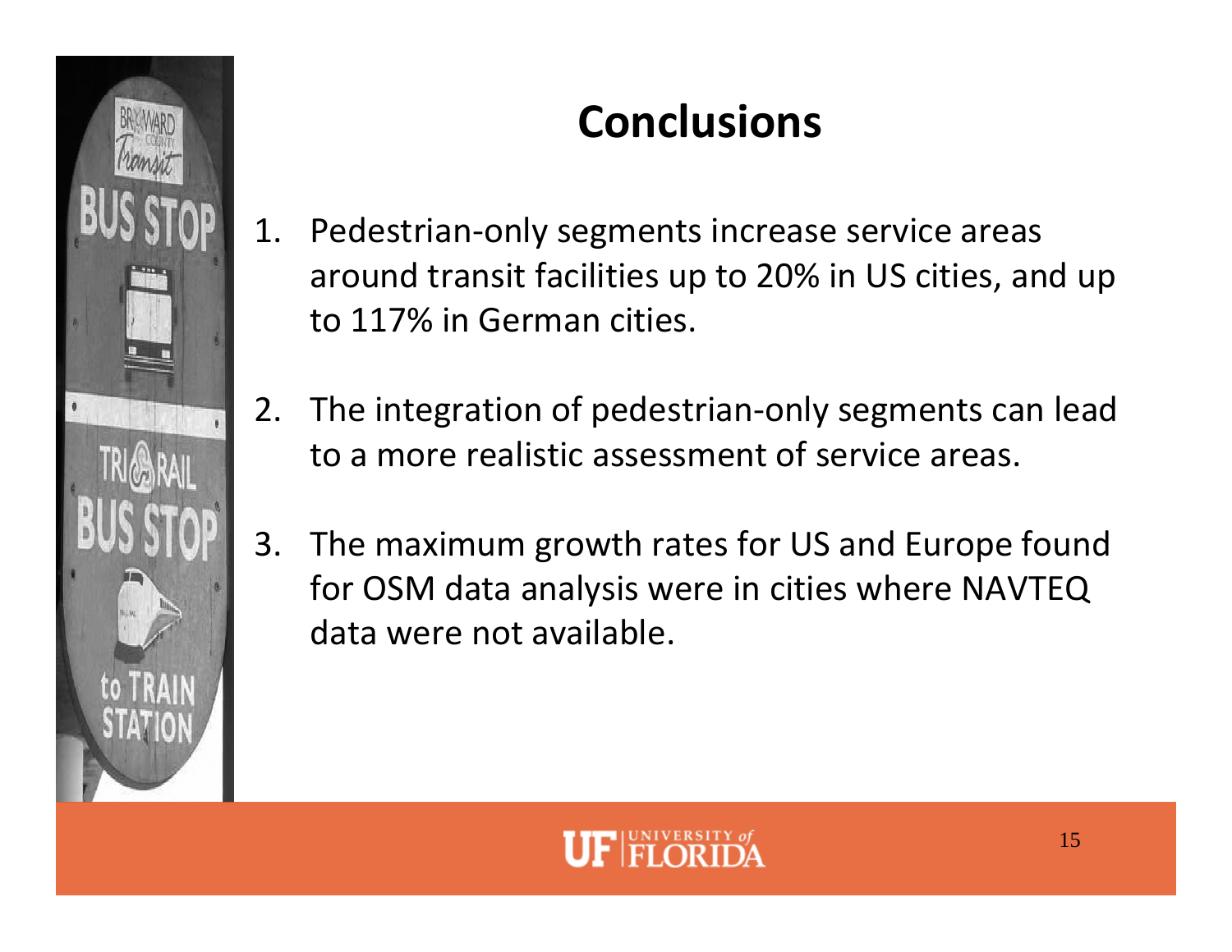# Conclusions

1. Pedestrian-only segments increase service areas around transit facilities up to 20% in US cities, and up to 117% in German cities.

2. The integration of pedestrian-only segments can lead to a more realistic assessment of service areas.

3. The maximum growth rates for US and Europe found for OSM data analysis were in cities where NAVTEQ data were not available.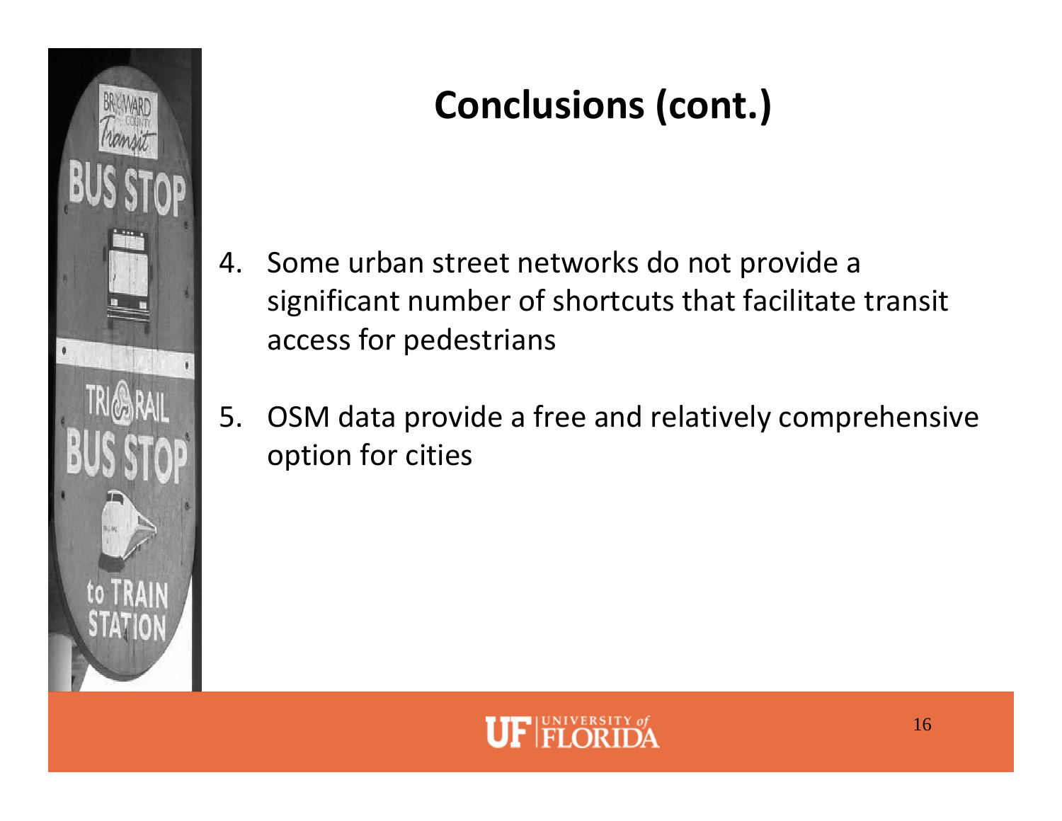# Conclusions (cont.)

4. Some urban street networks do not provide a significant number of shortcuts that facilitate transit access for pedestrians
5. OSM data provide a free and relatively comprehensive option for cities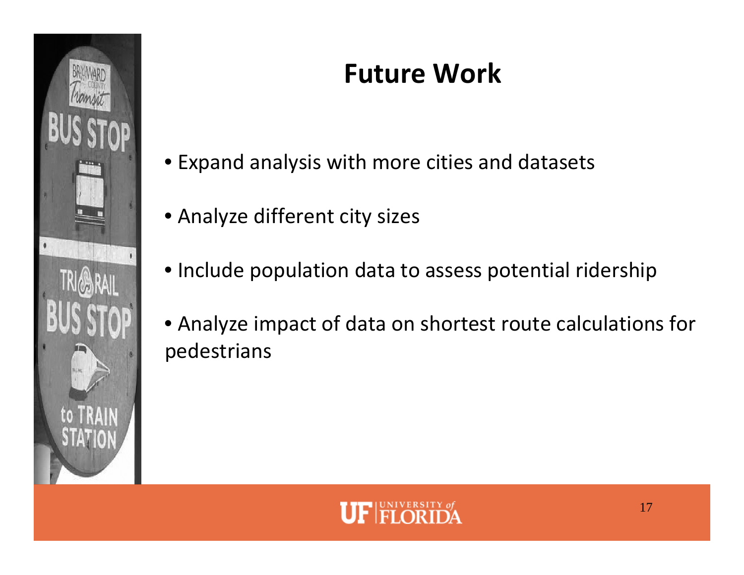# Future Work

- Expand analysis with more cities and datasets
- Analyze different city sizes
- Include population data to assess potential ridership
- Analyze impact of data on shortest route calculations for pedestrians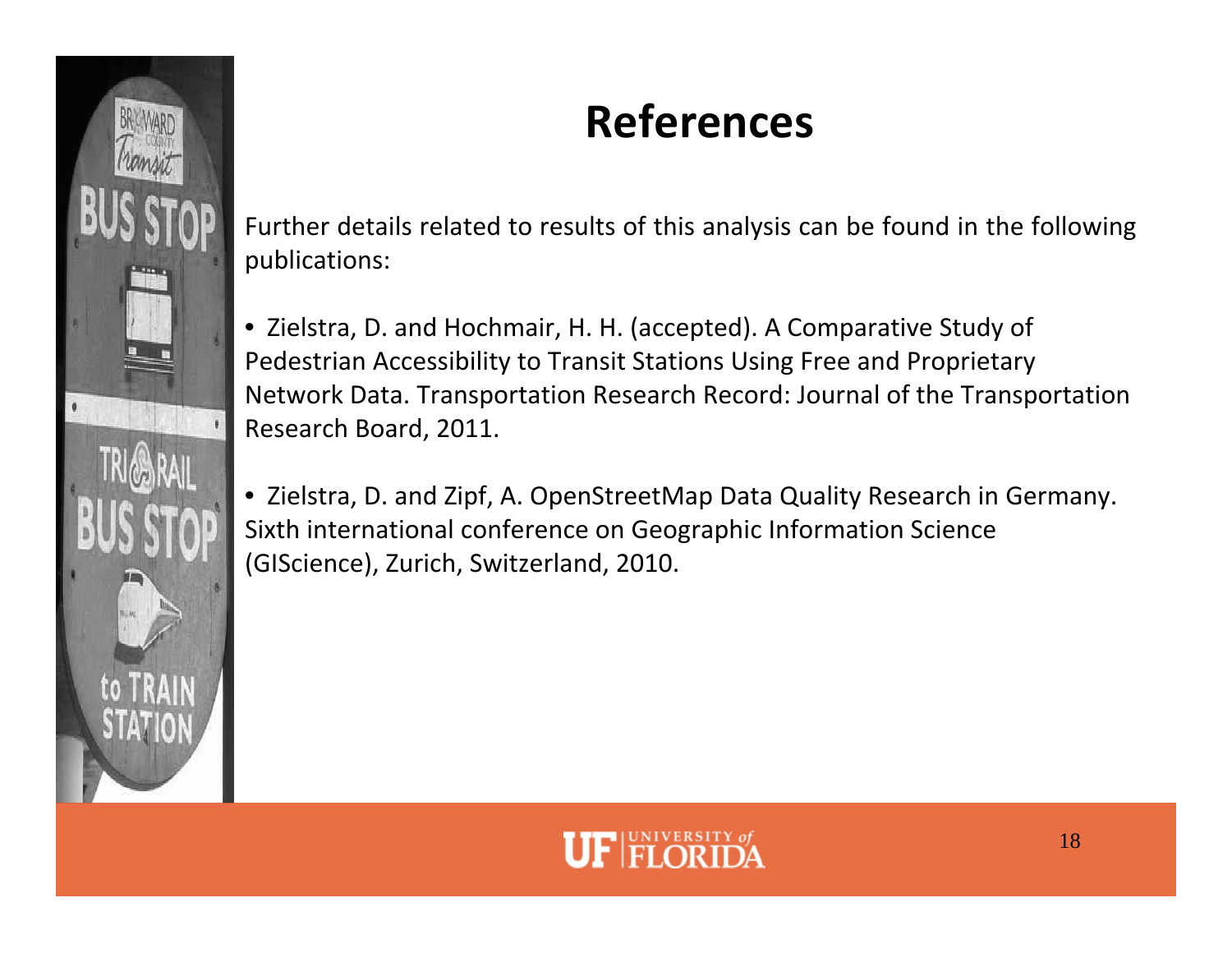# References

Further details related to results of this analysis can be found in the following publications:

- Zielstra, D. and Hochmair, H. H. (accepted). A Comparative Study of Pedestrian Accessibility to Transit Stations Using Free and Proprietary Network Data. Transportation Research Record: Journal of the Transportation Research Board, 2011.

- Zielstra, D. and Zipf, A. OpenStreetMap Data Quality Research in Germany. Sixth international conference on Geographic Information Science (GIScience), Zurich, Switzerland, 2010.